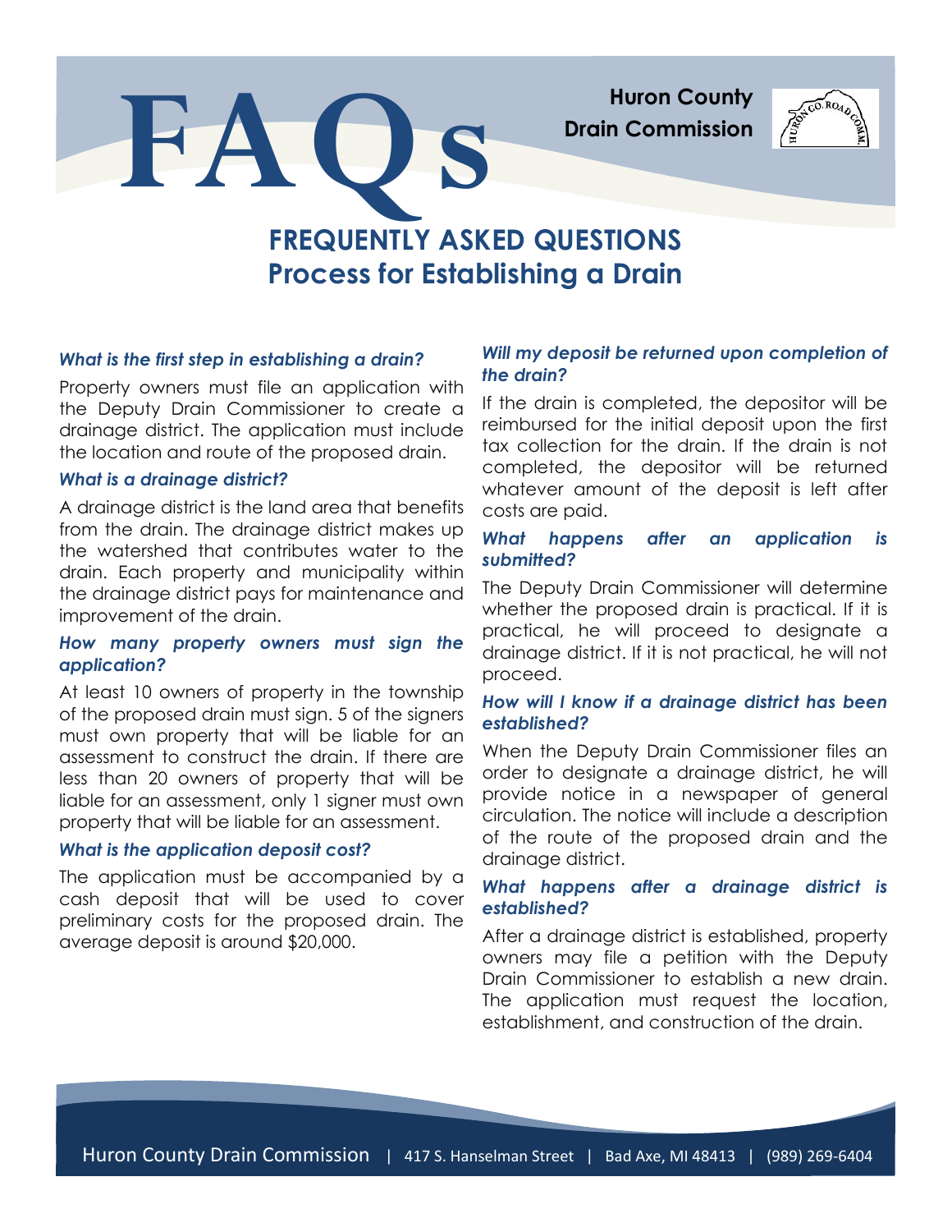# FAQs

**Huron County Drain Commission**

## FREQUENTLY ASKED QUESTIONS
## Process for Establishing a Drain

### *What is the first step in establishing a drain?*

Property owners must file an application with the Deputy Drain Commissioner to create a drainage district. The application must include the location and route of the proposed drain.

### *What is a drainage district?*

A drainage district is the land area that benefits from the drain. The drainage district makes up the watershed that contributes water to the drain. Each property and municipality within the drainage district pays for maintenance and improvement of the drain.

### *How many property owners must sign the application?*

At least 10 owners of property in the township of the proposed drain must sign. 5 of the signers must own property that will be liable for an assessment to construct the drain. If there are less than 20 owners of property that will be liable for an assessment, only 1 signer must own property that will be liable for an assessment.

### *What is the application deposit cost?*

The application must be accompanied by a cash deposit that will be used to cover preliminary costs for the proposed drain. The average deposit is around $20,000.

### *Will my deposit be returned upon completion of the drain?*

If the drain is completed, the depositor will be reimbursed for the initial deposit upon the first tax collection for the drain. If the drain is not completed, the depositor will be returned whatever amount of the deposit is left after costs are paid.

### *What happens after an application is submitted?*

The Deputy Drain Commissioner will determine whether the proposed drain is practical. If it is practical, he will proceed to designate a drainage district. If it is not practical, he will not proceed.

### *How will I know if a drainage district has been established?*

When the Deputy Drain Commissioner files an order to designate a drainage district, he will provide notice in a newspaper of general circulation. The notice will include a description of the route of the proposed drain and the drainage district.

### *What happens after a drainage district is established?*

After a drainage district is established, property owners may file a petition with the Deputy Drain Commissioner to establish a new drain. The application must request the location, establishment, and construction of the drain.

Huron County Drain Commission | 417 S. Hanselman Street | Bad Axe, MI 48413 | (989) 269-6404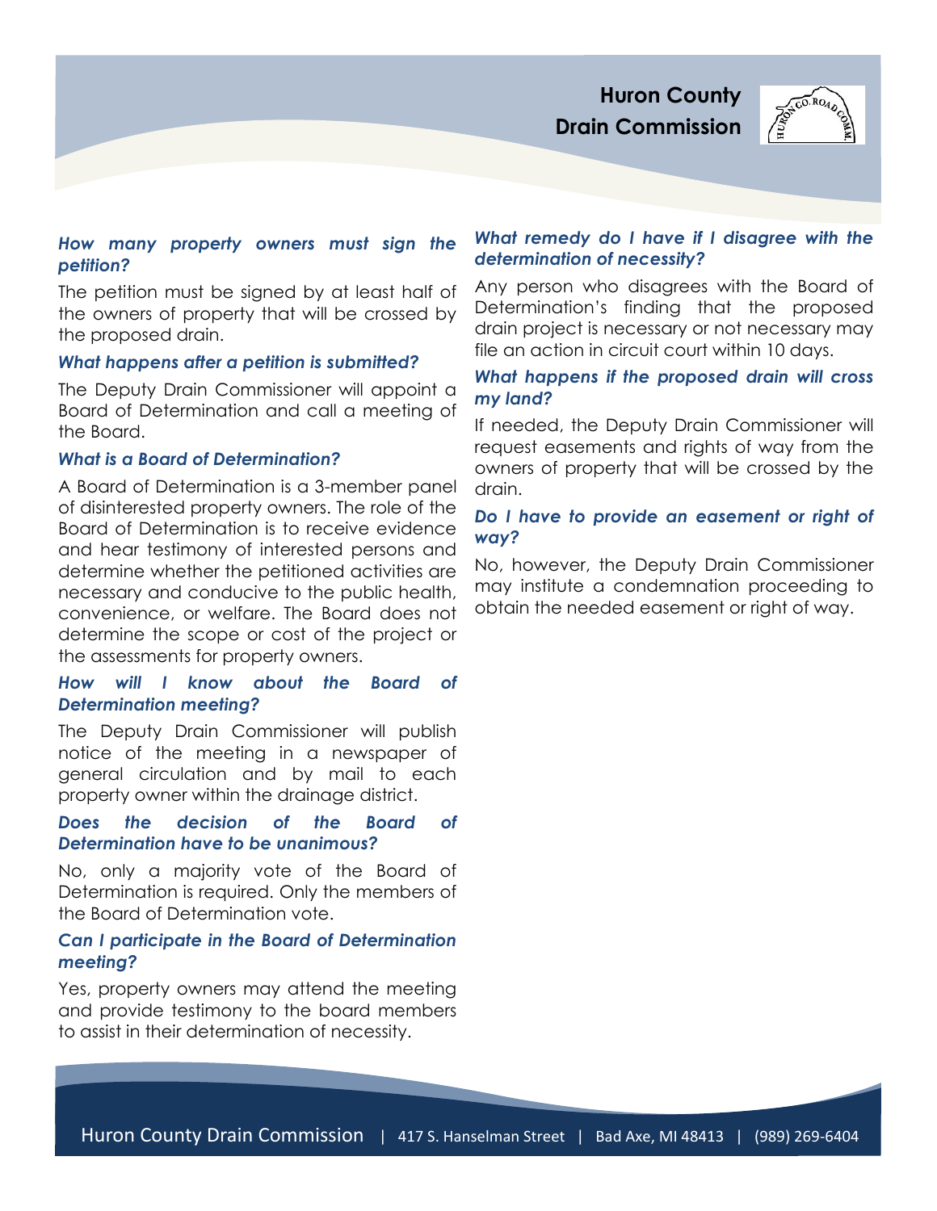### How many property owners must sign the petition?

The petition must be signed by at least half of the owners of property that will be crossed by the proposed drain.

### What happens after a petition is submitted?

The Deputy Drain Commissioner will appoint a Board of Determination and call a meeting of the Board.

### What is a Board of Determination?

A Board of Determination is a 3-member panel of disinterested property owners. The role of the Board of Determination is to receive evidence and hear testimony of interested persons and determine whether the petitioned activities are necessary and conducive to the public health, convenience, or welfare. The Board does not determine the scope or cost of the project or the assessments for property owners.

### How will I know about the Board of Determination meeting?

The Deputy Drain Commissioner will publish notice of the meeting in a newspaper of general circulation and by mail to each property owner within the drainage district.

### Does the decision of the Board of Determination have to be unanimous?

No, only a majority vote of the Board of Determination is required. Only the members of the Board of Determination vote.

### Can I participate in the Board of Determination meeting?

Yes, property owners may attend the meeting and provide testimony to the board members to assist in their determination of necessity.

### What remedy do I have if I disagree with the determination of necessity?

Any person who disagrees with the Board of Determination's finding that the proposed drain project is necessary or not necessary may file an action in circuit court within 10 days.

### What happens if the proposed drain will cross my land?

If needed, the Deputy Drain Commissioner will request easements and rights of way from the owners of property that will be crossed by the drain.

### Do I have to provide an easement or right of way?

No, however, the Deputy Drain Commissioner may institute a condemnation proceeding to obtain the needed easement or right of way.